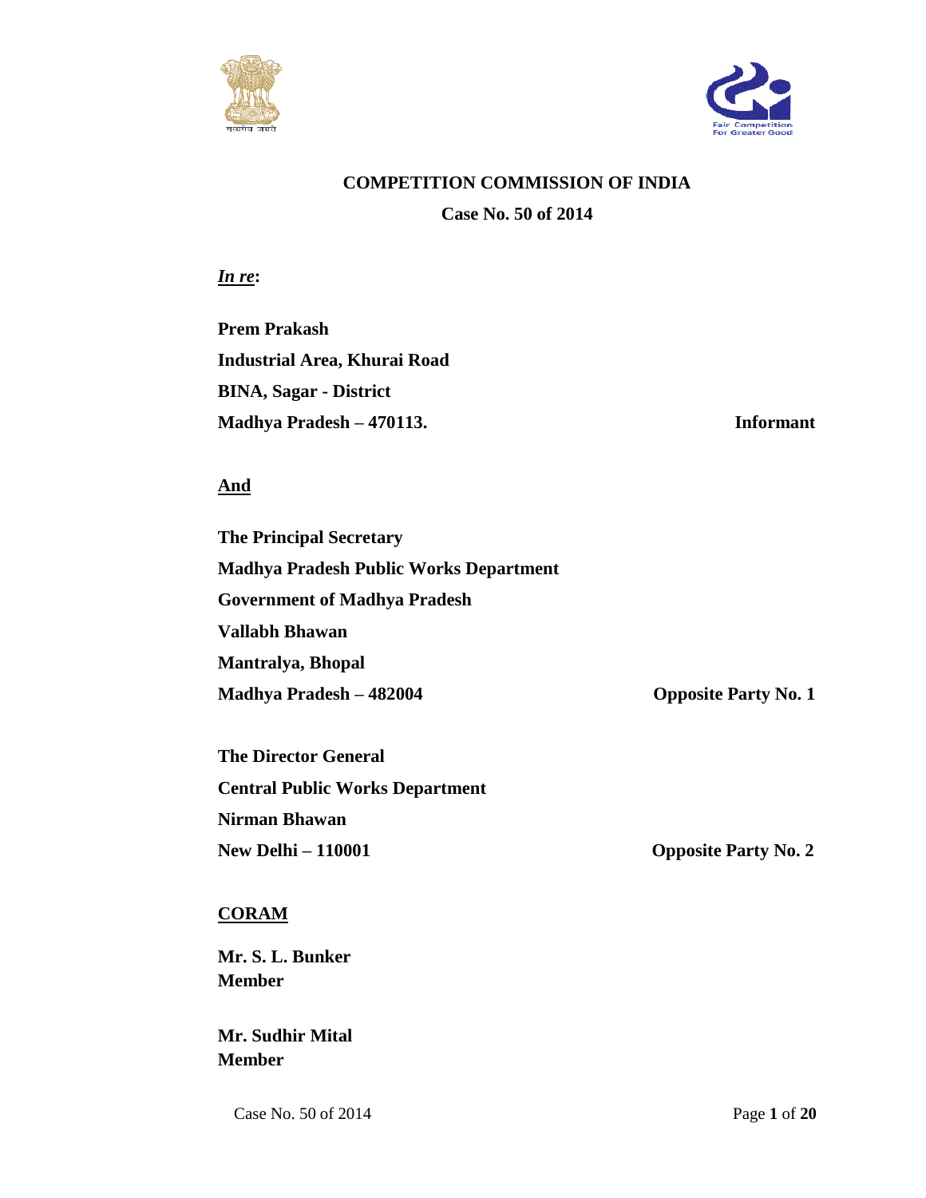**COMPETITION COMMISSION OF INDIA**

**Case No. 50 of 2014**

***In re*:**

**Prem Prakash**
**Industrial Area, Khurai Road**
**BINA, Sagar - District**
**Madhya Pradesh – 470113.** **Informant**

**And**

**The Principal Secretary**
**Madhya Pradesh Public Works Department**
**Government of Madhya Pradesh**
**Vallabh Bhawan**
**Mantralya, Bhopal**
**Madhya Pradesh – 482004** **Opposite Party No. 1**

**The Director General**
**Central Public Works Department**
**Nirman Bhawan**
**New Delhi – 110001** **Opposite Party No. 2**

**CORAM**

**Mr. S. L. Bunker**
**Member**

**Mr. Sudhir Mital**
**Member**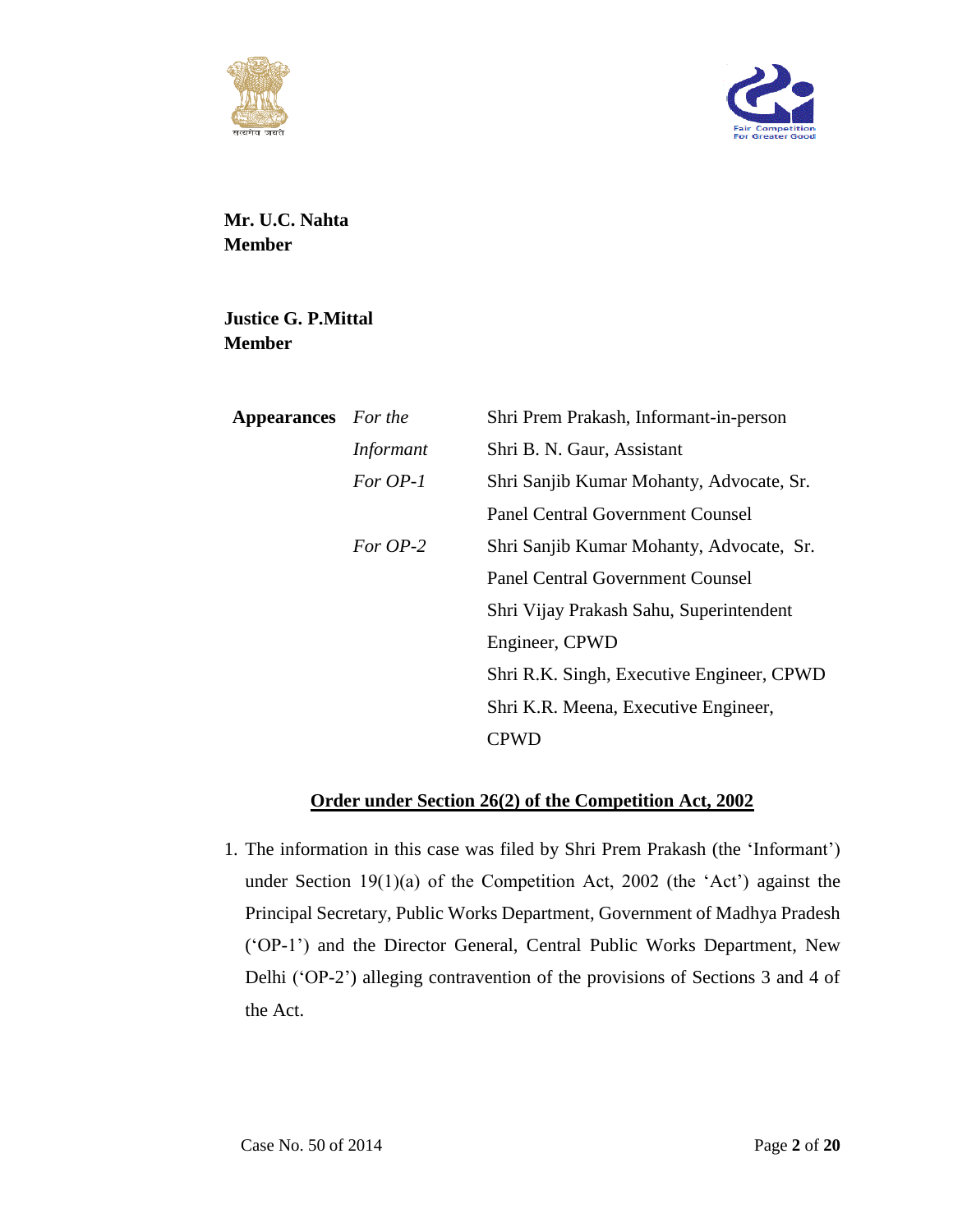**Mr. U.C. Nahta**
**Member**

**Justice G. P.Mittal**
**Member**

| **Appearances** | *For the Informant* | Shri Prem Prakash, Informant-in-person |
|---|---|---|
| | | Shri B. N. Gaur, Assistant |
| | *For OP-1* | Shri Sanjib Kumar Mohanty, Advocate, Sr. Panel Central Government Counsel |
| | *For OP-2* | Shri Sanjib Kumar Mohanty, Advocate, Sr. Panel Central Government Counsel |
| | | Shri Vijay Prakash Sahu, Superintendent Engineer, CPWD |
| | | Shri R.K. Singh, Executive Engineer, CPWD |
| | | Shri K.R. Meena, Executive Engineer, CPWD |

**Order under Section 26(2) of the Competition Act, 2002**

1. The information in this case was filed by Shri Prem Prakash (the 'Informant') under Section 19(1)(a) of the Competition Act, 2002 (the 'Act') against the Principal Secretary, Public Works Department, Government of Madhya Pradesh ('OP-1') and the Director General, Central Public Works Department, New Delhi ('OP-2') alleging contravention of the provisions of Sections 3 and 4 of the Act.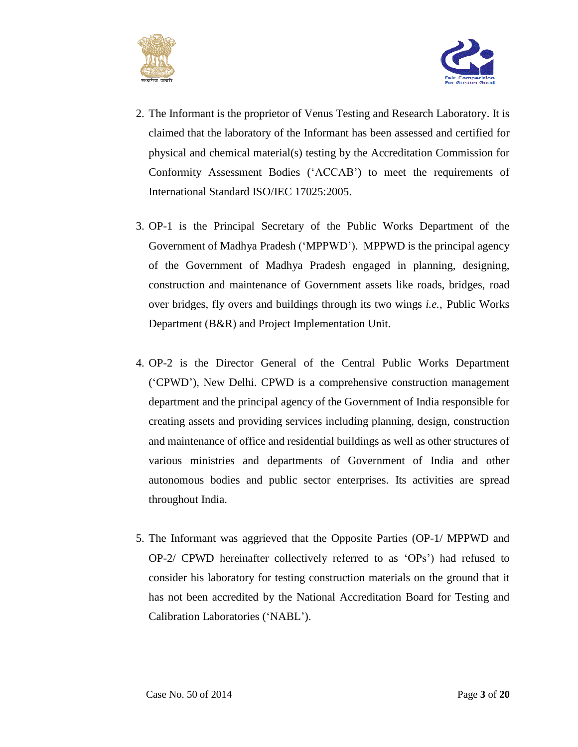2. The Informant is the proprietor of Venus Testing and Research Laboratory. It is claimed that the laboratory of the Informant has been assessed and certified for physical and chemical material(s) testing by the Accreditation Commission for Conformity Assessment Bodies (‘ACCAB’) to meet the requirements of International Standard ISO/IEC 17025:2005.

3. OP-1 is the Principal Secretary of the Public Works Department of the Government of Madhya Pradesh (‘MPPWD’). MPPWD is the principal agency of the Government of Madhya Pradesh engaged in planning, designing, construction and maintenance of Government assets like roads, bridges, road over bridges, fly overs and buildings through its two wings *i.e.*, Public Works Department (B&R) and Project Implementation Unit.

4. OP-2 is the Director General of the Central Public Works Department (‘CPWD’), New Delhi. CPWD is a comprehensive construction management department and the principal agency of the Government of India responsible for creating assets and providing services including planning, design, construction and maintenance of office and residential buildings as well as other structures of various ministries and departments of Government of India and other autonomous bodies and public sector enterprises. Its activities are spread throughout India.

5. The Informant was aggrieved that the Opposite Parties (OP-1/ MPPWD and OP-2/ CPWD hereinafter collectively referred to as ‘OPs’) had refused to consider his laboratory for testing construction materials on the ground that it has not been accredited by the National Accreditation Board for Testing and Calibration Laboratories (‘NABL’).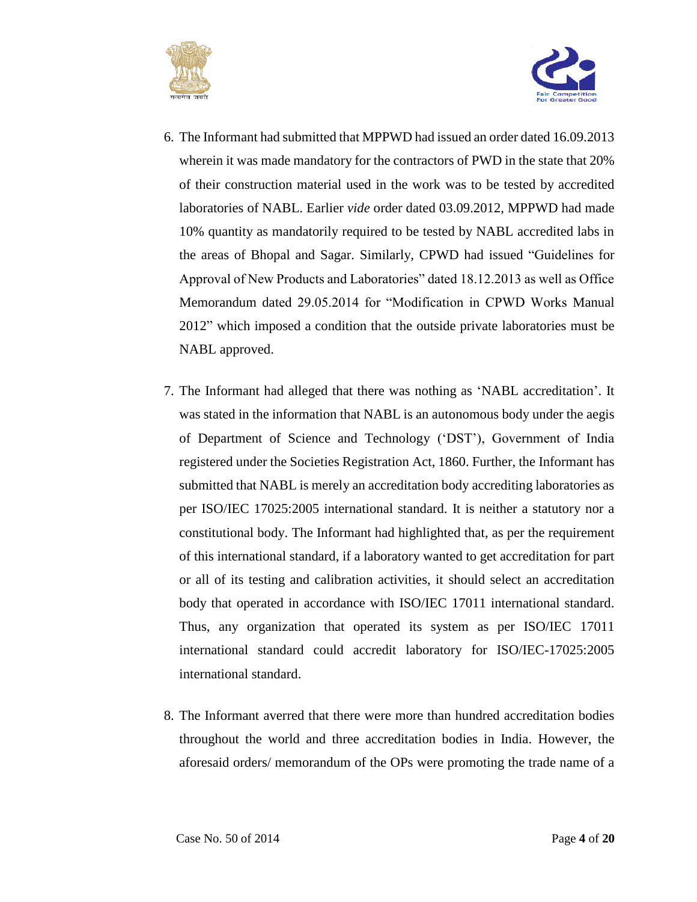6. The Informant had submitted that MPPWD had issued an order dated 16.09.2013 wherein it was made mandatory for the contractors of PWD in the state that 20% of their construction material used in the work was to be tested by accredited laboratories of NABL. Earlier *vide* order dated 03.09.2012, MPPWD had made 10% quantity as mandatorily required to be tested by NABL accredited labs in the areas of Bhopal and Sagar. Similarly, CPWD had issued "Guidelines for Approval of New Products and Laboratories" dated 18.12.2013 as well as Office Memorandum dated 29.05.2014 for "Modification in CPWD Works Manual 2012" which imposed a condition that the outside private laboratories must be NABL approved.

7. The Informant had alleged that there was nothing as 'NABL accreditation'. It was stated in the information that NABL is an autonomous body under the aegis of Department of Science and Technology ('DST'), Government of India registered under the Societies Registration Act, 1860. Further, the Informant has submitted that NABL is merely an accreditation body accrediting laboratories as per ISO/IEC 17025:2005 international standard. It is neither a statutory nor a constitutional body. The Informant had highlighted that, as per the requirement of this international standard, if a laboratory wanted to get accreditation for part or all of its testing and calibration activities, it should select an accreditation body that operated in accordance with ISO/IEC 17011 international standard. Thus, any organization that operated its system as per ISO/IEC 17011 international standard could accredit laboratory for ISO/IEC-17025:2005 international standard.

8. The Informant averred that there were more than hundred accreditation bodies throughout the world and three accreditation bodies in India. However, the aforesaid orders/ memorandum of the OPs were promoting the trade name of a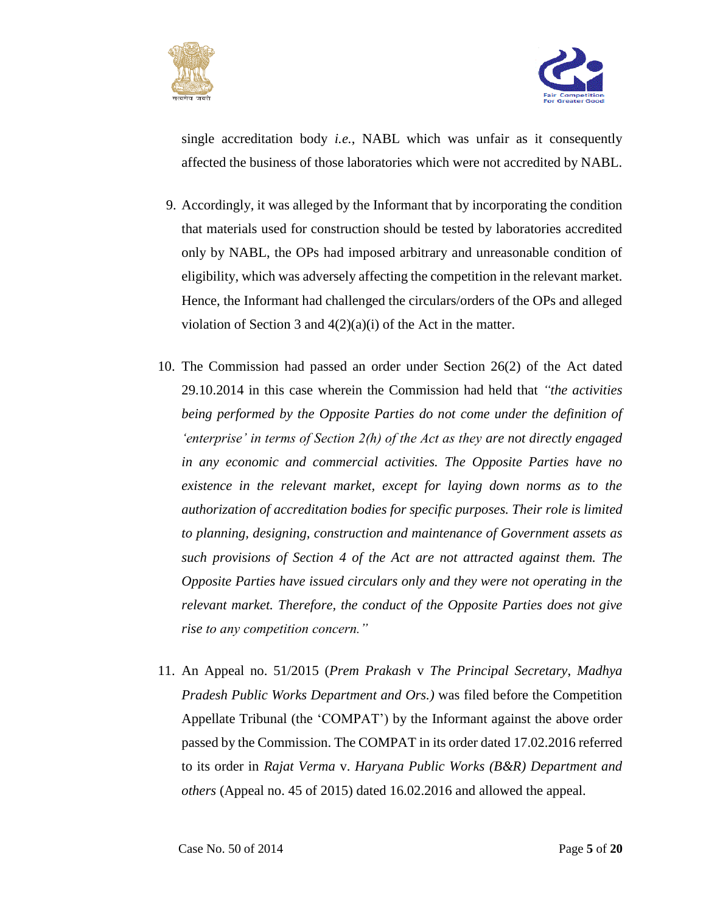single accreditation body *i.e.*, NABL which was unfair as it consequently affected the business of those laboratories which were not accredited by NABL.

9. Accordingly, it was alleged by the Informant that by incorporating the condition that materials used for construction should be tested by laboratories accredited only by NABL, the OPs had imposed arbitrary and unreasonable condition of eligibility, which was adversely affecting the competition in the relevant market. Hence, the Informant had challenged the circulars/orders of the OPs and alleged violation of Section 3 and 4(2)(a)(i) of the Act in the matter.

10. The Commission had passed an order under Section 26(2) of the Act dated 29.10.2014 in this case wherein the Commission had held that *"the activities being performed by the Opposite Parties do not come under the definition of 'enterprise' in terms of Section 2(h) of the Act as they are not directly engaged in any economic and commercial activities. The Opposite Parties have no existence in the relevant market, except for laying down norms as to the authorization of accreditation bodies for specific purposes. Their role is limited to planning, designing, construction and maintenance of Government assets as such provisions of Section 4 of the Act are not attracted against them. The Opposite Parties have issued circulars only and they were not operating in the relevant market. Therefore, the conduct of the Opposite Parties does not give rise to any competition concern."*

11. An Appeal no. 51/2015 (*Prem Prakash* v *The Principal Secretary*, *Madhya Pradesh Public Works Department and Ors.)* was filed before the Competition Appellate Tribunal (the 'COMPAT') by the Informant against the above order passed by the Commission. The COMPAT in its order dated 17.02.2016 referred to its order in *Rajat Verma* v. *Haryana Public Works (B&R) Department and others* (Appeal no. 45 of 2015) dated 16.02.2016 and allowed the appeal.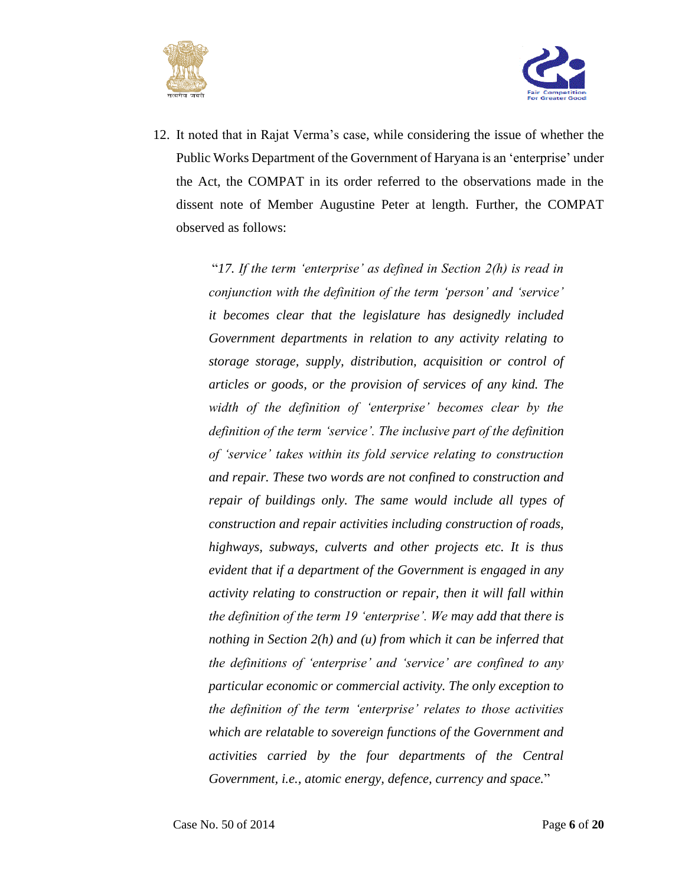12. It noted that in Rajat Verma's case, while considering the issue of whether the Public Works Department of the Government of Haryana is an 'enterprise' under the Act, the COMPAT in its order referred to the observations made in the dissent note of Member Augustine Peter at length. Further, the COMPAT observed as follows:

> "*17. If the term 'enterprise' as defined in Section 2(h) is read in conjunction with the definition of the term 'person' and 'service' it becomes clear that the legislature has designedly included Government departments in relation to any activity relating to storage storage, supply, distribution, acquisition or control of articles or goods, or the provision of services of any kind. The width of the definition of 'enterprise' becomes clear by the definition of the term 'service'. The inclusive part of the definition of 'service' takes within its fold service relating to construction and repair. These two words are not confined to construction and repair of buildings only. The same would include all types of construction and repair activities including construction of roads, highways, subways, culverts and other projects etc. It is thus evident that if a department of the Government is engaged in any activity relating to construction or repair, then it will fall within the definition of the term 19 'enterprise'. We may add that there is nothing in Section 2(h) and (u) from which it can be inferred that the definitions of 'enterprise' and 'service' are confined to any particular economic or commercial activity. The only exception to the definition of the term 'enterprise' relates to those activities which are relatable to sovereign functions of the Government and activities carried by the four departments of the Central Government, i.e., atomic energy, defence, currency and space.*"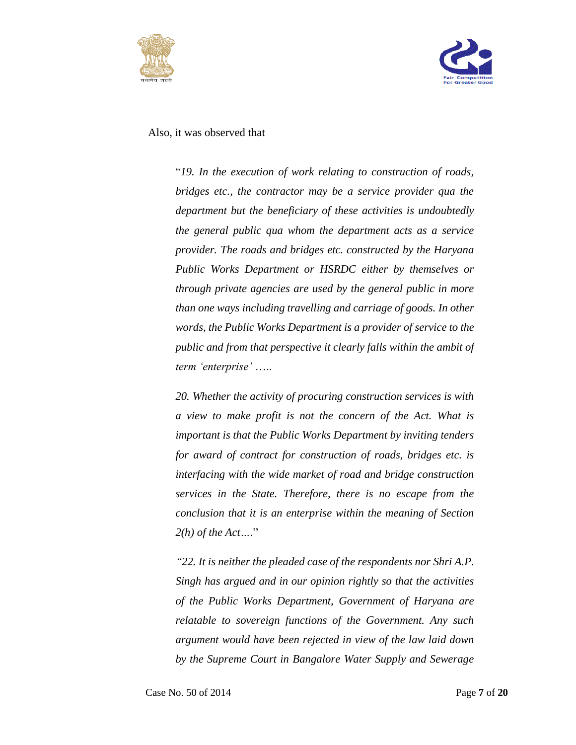Also, it was observed that

> "*19. In the execution of work relating to construction of roads, bridges etc., the contractor may be a service provider qua the department but the beneficiary of these activities is undoubtedly the general public qua whom the department acts as a service provider. The roads and bridges etc. constructed by the Haryana Public Works Department or HSRDC either by themselves or through private agencies are used by the general public in more than one ways including travelling and carriage of goods. In other words, the Public Works Department is a provider of service to the public and from that perspective it clearly falls within the ambit of term 'enterprise' …..*
>
> *20. Whether the activity of procuring construction services is with a view to make profit is not the concern of the Act. What is important is that the Public Works Department by inviting tenders for award of contract for construction of roads, bridges etc. is interfacing with the wide market of road and bridge construction services in the State. Therefore, there is no escape from the conclusion that it is an enterprise within the meaning of Section 2(h) of the Act….*"
>
> *"22. It is neither the pleaded case of the respondents nor Shri A.P. Singh has argued and in our opinion rightly so that the activities of the Public Works Department, Government of Haryana are relatable to sovereign functions of the Government. Any such argument would have been rejected in view of the law laid down by the Supreme Court in Bangalore Water Supply and Sewerage*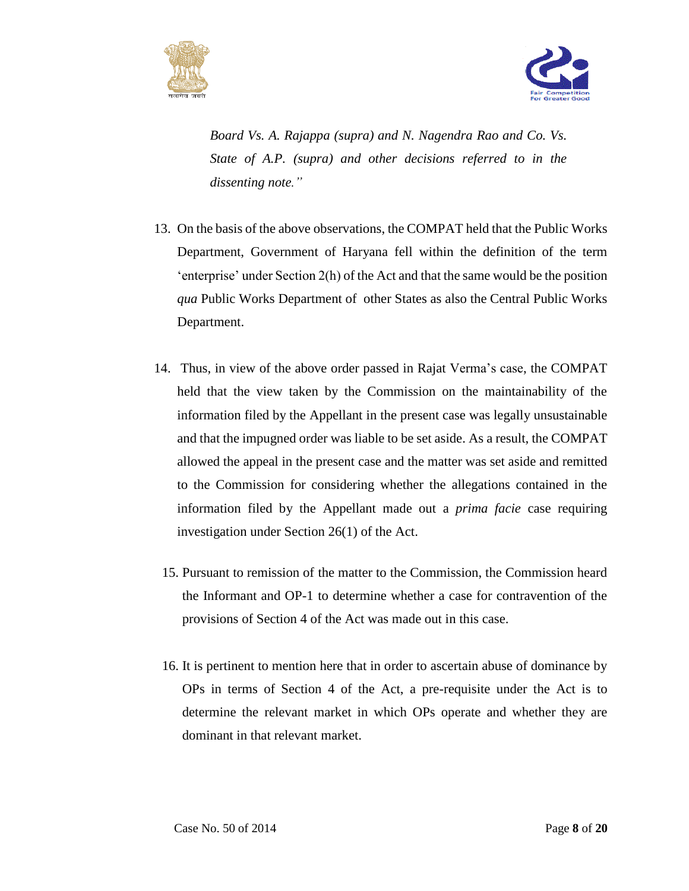*Board Vs. A. Rajappa (supra) and N. Nagendra Rao and Co. Vs. State of A.P. (supra) and other decisions referred to in the dissenting note."*

13. On the basis of the above observations, the COMPAT held that the Public Works Department, Government of Haryana fell within the definition of the term 'enterprise' under Section 2(h) of the Act and that the same would be the position *qua* Public Works Department of other States as also the Central Public Works Department.

14. Thus, in view of the above order passed in Rajat Verma's case, the COMPAT held that the view taken by the Commission on the maintainability of the information filed by the Appellant in the present case was legally unsustainable and that the impugned order was liable to be set aside. As a result, the COMPAT allowed the appeal in the present case and the matter was set aside and remitted to the Commission for considering whether the allegations contained in the information filed by the Appellant made out a *prima facie* case requiring investigation under Section 26(1) of the Act.

15. Pursuant to remission of the matter to the Commission, the Commission heard the Informant and OP-1 to determine whether a case for contravention of the provisions of Section 4 of the Act was made out in this case.

16. It is pertinent to mention here that in order to ascertain abuse of dominance by OPs in terms of Section 4 of the Act, a pre-requisite under the Act is to determine the relevant market in which OPs operate and whether they are dominant in that relevant market.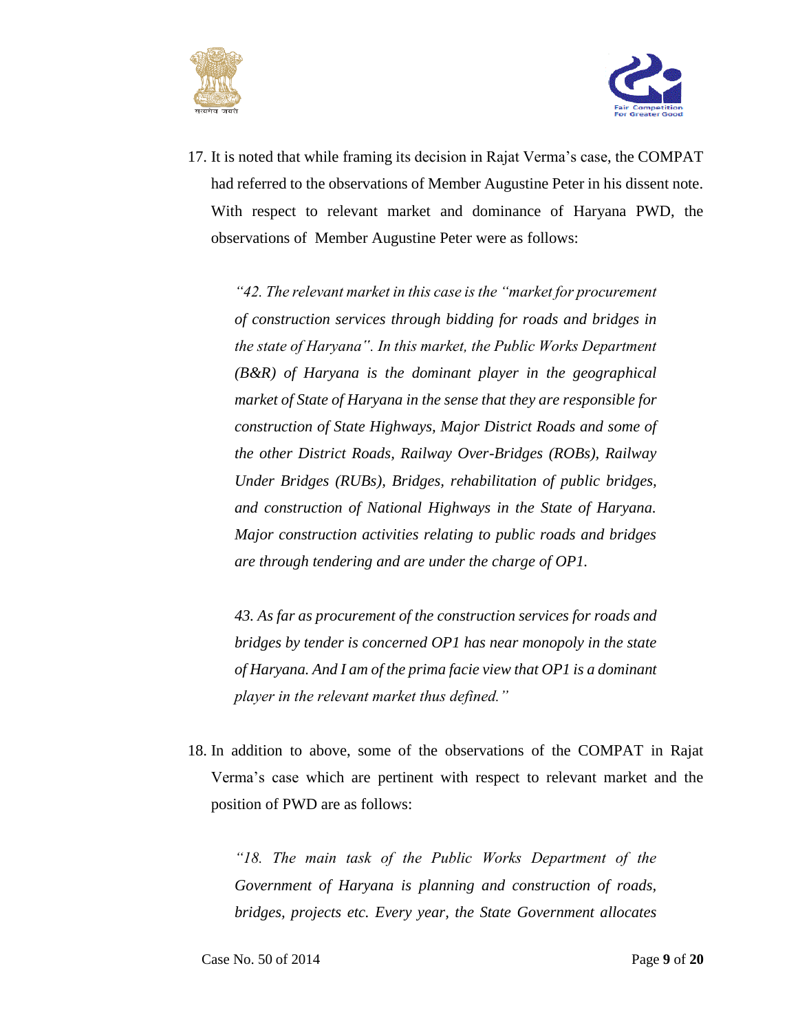17. It is noted that while framing its decision in Rajat Verma's case, the COMPAT had referred to the observations of Member Augustine Peter in his dissent note. With respect to relevant market and dominance of Haryana PWD, the observations of Member Augustine Peter were as follows:

> *"42. The relevant market in this case is the "market for procurement of construction services through bidding for roads and bridges in the state of Haryana". In this market, the Public Works Department (B&R) of Haryana is the dominant player in the geographical market of State of Haryana in the sense that they are responsible for construction of State Highways, Major District Roads and some of the other District Roads, Railway Over-Bridges (ROBs), Railway Under Bridges (RUBs), Bridges, rehabilitation of public bridges, and construction of National Highways in the State of Haryana. Major construction activities relating to public roads and bridges are through tendering and are under the charge of OP1.*
>
> *43. As far as procurement of the construction services for roads and bridges by tender is concerned OP1 has near monopoly in the state of Haryana. And I am of the prima facie view that OP1 is a dominant player in the relevant market thus defined."*

18. In addition to above, some of the observations of the COMPAT in Rajat Verma's case which are pertinent with respect to relevant market and the position of PWD are as follows:

> *"18. The main task of the Public Works Department of the Government of Haryana is planning and construction of roads, bridges, projects etc. Every year, the State Government allocates*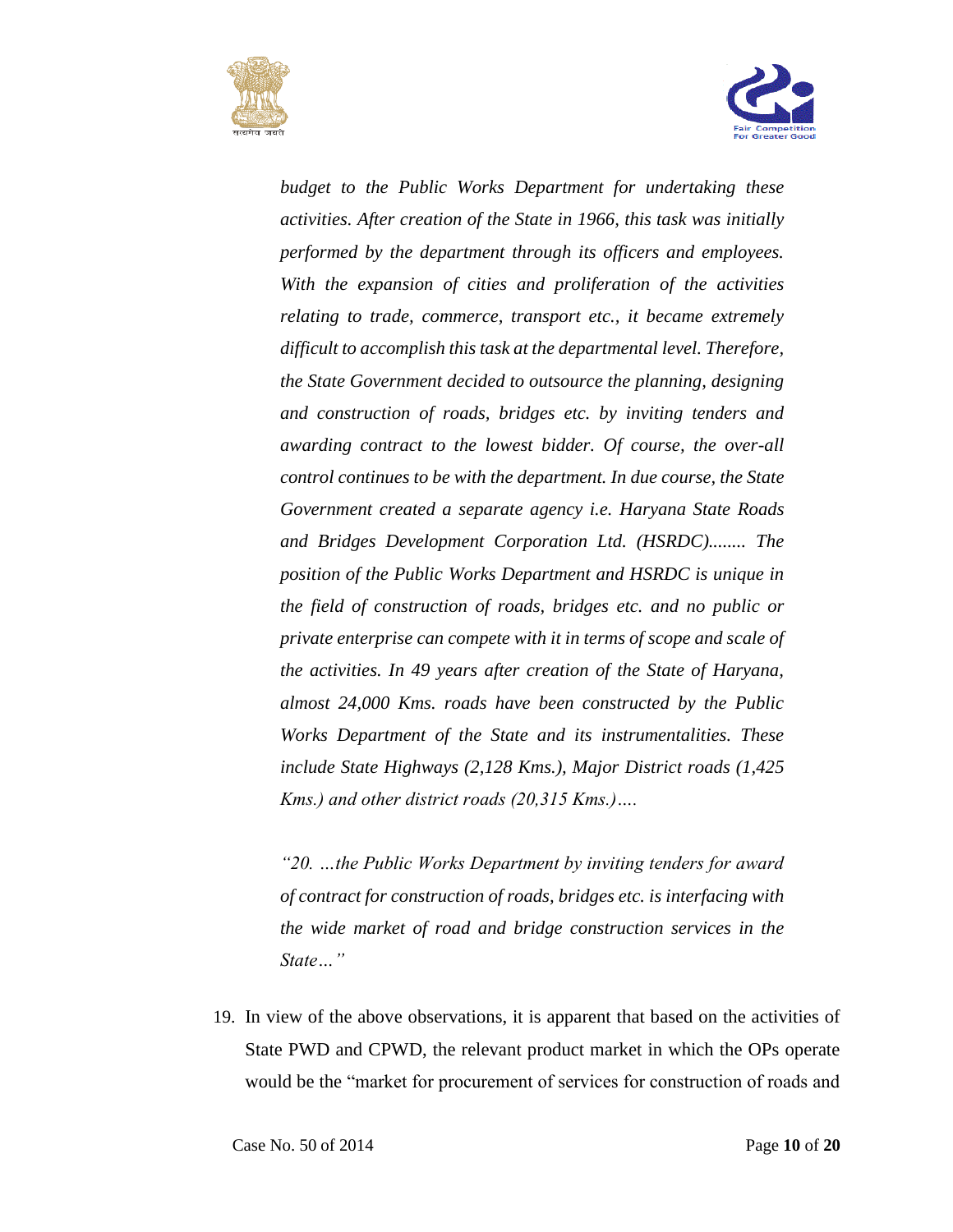*budget to the Public Works Department for undertaking these activities. After creation of the State in 1966, this task was initially performed by the department through its officers and employees. With the expansion of cities and proliferation of the activities relating to trade, commerce, transport etc., it became extremely difficult to accomplish this task at the departmental level. Therefore, the State Government decided to outsource the planning, designing and construction of roads, bridges etc. by inviting tenders and awarding contract to the lowest bidder. Of course, the over-all control continues to be with the department. In due course, the State Government created a separate agency i.e. Haryana State Roads and Bridges Development Corporation Ltd. (HSRDC)........ The position of the Public Works Department and HSRDC is unique in the field of construction of roads, bridges etc. and no public or private enterprise can compete with it in terms of scope and scale of the activities. In 49 years after creation of the State of Haryana, almost 24,000 Kms. roads have been constructed by the Public Works Department of the State and its instrumentalities. These include State Highways (2,128 Kms.), Major District roads (1,425 Kms.) and other district roads (20,315 Kms.)….*

*"20. …the Public Works Department by inviting tenders for award of contract for construction of roads, bridges etc. is interfacing with the wide market of road and bridge construction services in the State…"*

19. In view of the above observations, it is apparent that based on the activities of State PWD and CPWD, the relevant product market in which the OPs operate would be the "market for procurement of services for construction of roads and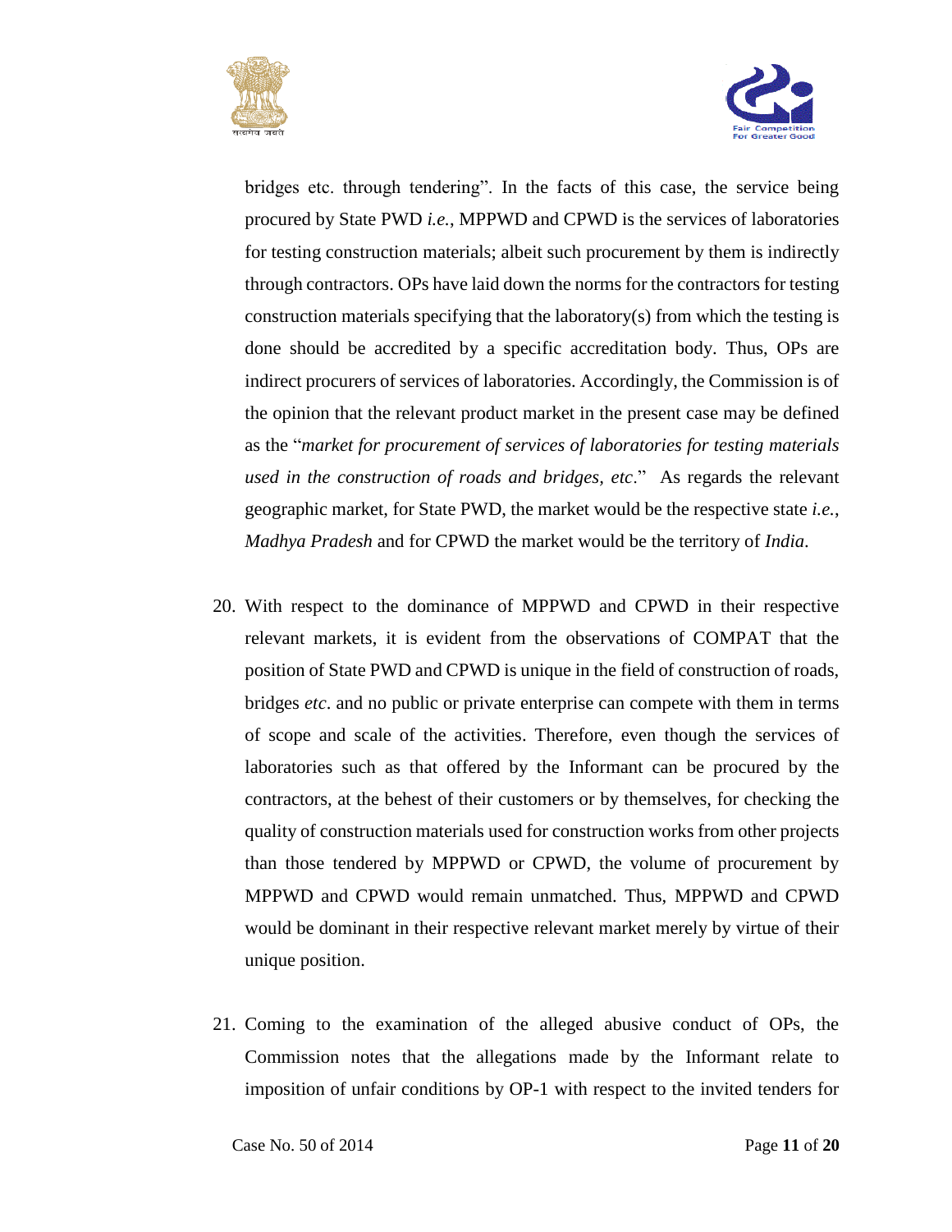bridges etc. through tendering". In the facts of this case, the service being procured by State PWD *i.e.*, MPPWD and CPWD is the services of laboratories for testing construction materials; albeit such procurement by them is indirectly through contractors. OPs have laid down the norms for the contractors for testing construction materials specifying that the laboratory(s) from which the testing is done should be accredited by a specific accreditation body. Thus, OPs are indirect procurers of services of laboratories. Accordingly, the Commission is of the opinion that the relevant product market in the present case may be defined as the "*market for procurement of services of laboratories for testing materials used in the construction of roads and bridges, etc*." As regards the relevant geographic market, for State PWD, the market would be the respective state *i.e.*, *Madhya Pradesh* and for CPWD the market would be the territory of *India*.

20. With respect to the dominance of MPPWD and CPWD in their respective relevant markets, it is evident from the observations of COMPAT that the position of State PWD and CPWD is unique in the field of construction of roads, bridges *etc*. and no public or private enterprise can compete with them in terms of scope and scale of the activities. Therefore, even though the services of laboratories such as that offered by the Informant can be procured by the contractors, at the behest of their customers or by themselves, for checking the quality of construction materials used for construction works from other projects than those tendered by MPPWD or CPWD, the volume of procurement by MPPWD and CPWD would remain unmatched. Thus, MPPWD and CPWD would be dominant in their respective relevant market merely by virtue of their unique position.

21. Coming to the examination of the alleged abusive conduct of OPs, the Commission notes that the allegations made by the Informant relate to imposition of unfair conditions by OP-1 with respect to the invited tenders for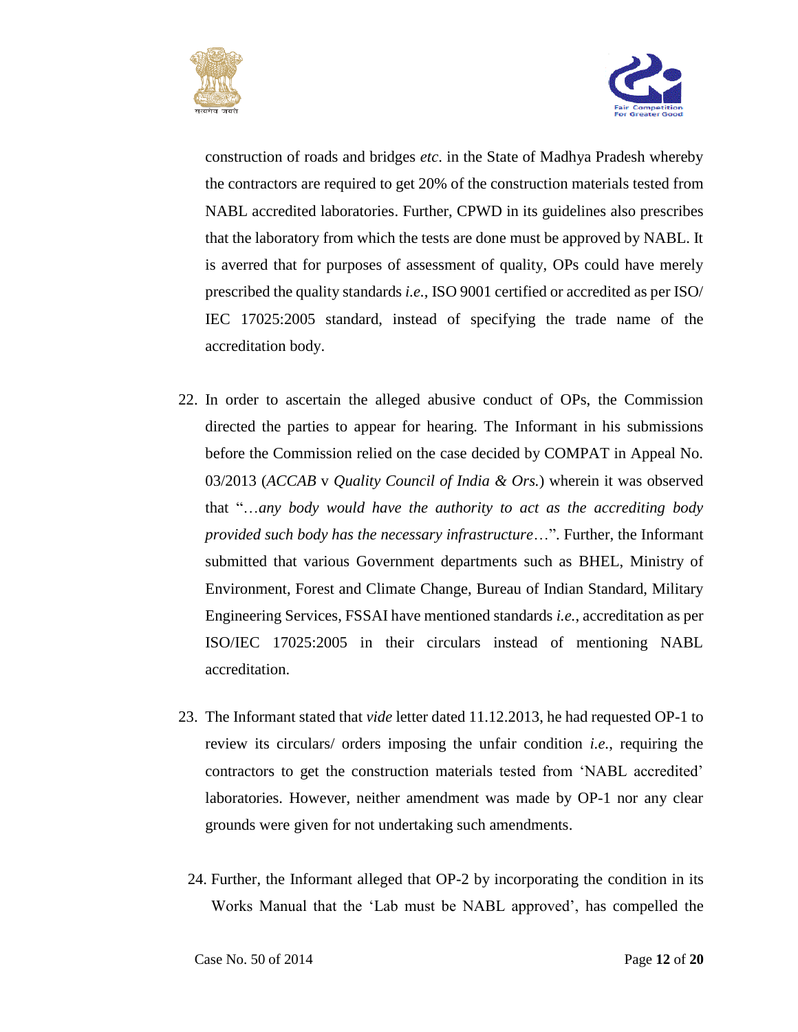construction of roads and bridges *etc*. in the State of Madhya Pradesh whereby the contractors are required to get 20% of the construction materials tested from NABL accredited laboratories. Further, CPWD in its guidelines also prescribes that the laboratory from which the tests are done must be approved by NABL. It is averred that for purposes of assessment of quality, OPs could have merely prescribed the quality standards *i.e.*, ISO 9001 certified or accredited as per ISO/ IEC 17025:2005 standard, instead of specifying the trade name of the accreditation body.

22. In order to ascertain the alleged abusive conduct of OPs, the Commission directed the parties to appear for hearing. The Informant in his submissions before the Commission relied on the case decided by COMPAT in Appeal No. 03/2013 (*ACCAB* v *Quality Council of India & Ors.*) wherein it was observed that "…*any body would have the authority to act as the accrediting body provided such body has the necessary infrastructure*…". Further, the Informant submitted that various Government departments such as BHEL, Ministry of Environment, Forest and Climate Change, Bureau of Indian Standard, Military Engineering Services, FSSAI have mentioned standards *i.e.*, accreditation as per ISO/IEC 17025:2005 in their circulars instead of mentioning NABL accreditation.

23. The Informant stated that *vide* letter dated 11.12.2013, he had requested OP-1 to review its circulars/ orders imposing the unfair condition *i.e.*, requiring the contractors to get the construction materials tested from 'NABL accredited' laboratories. However, neither amendment was made by OP-1 nor any clear grounds were given for not undertaking such amendments.

24. Further, the Informant alleged that OP-2 by incorporating the condition in its Works Manual that the 'Lab must be NABL approved', has compelled the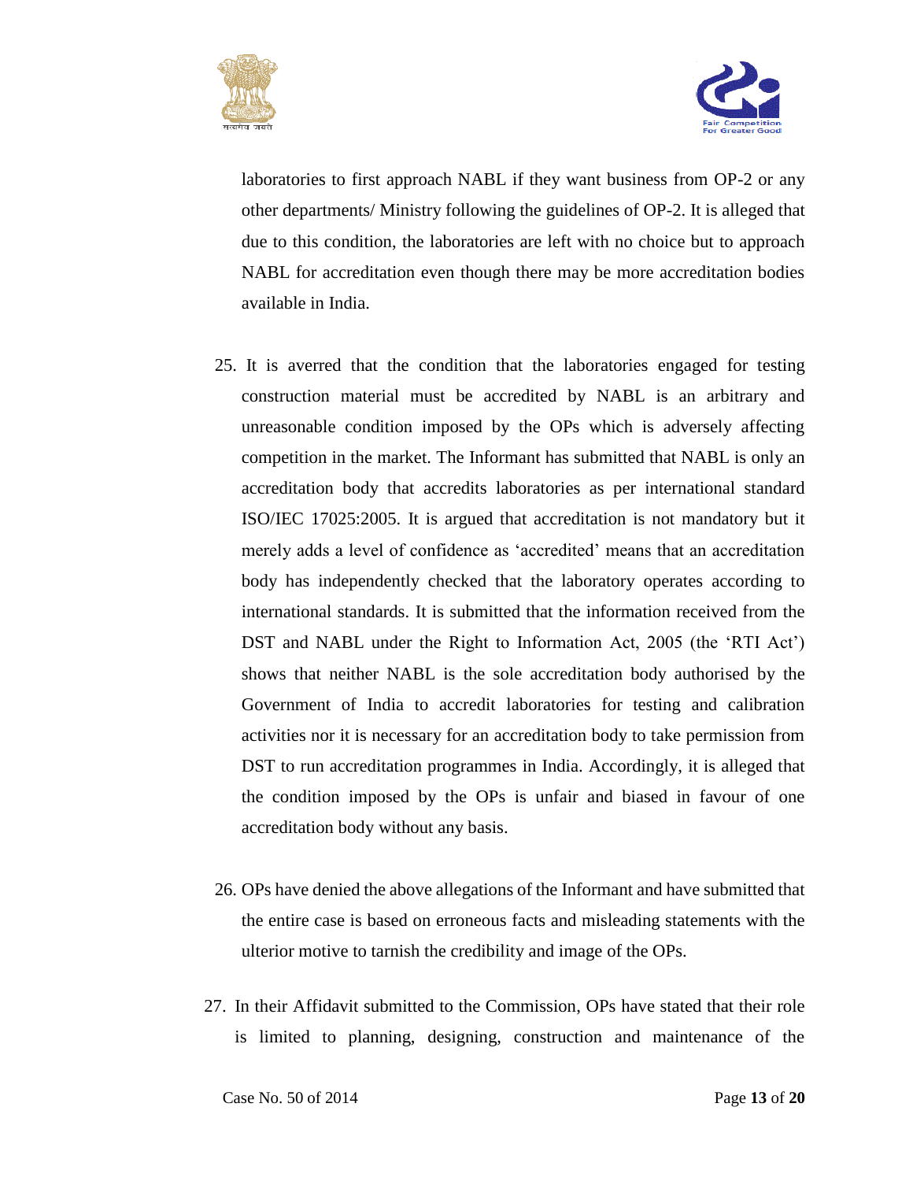laboratories to first approach NABL if they want business from OP-2 or any other departments/ Ministry following the guidelines of OP-2. It is alleged that due to this condition, the laboratories are left with no choice but to approach NABL for accreditation even though there may be more accreditation bodies available in India.

25. It is averred that the condition that the laboratories engaged for testing construction material must be accredited by NABL is an arbitrary and unreasonable condition imposed by the OPs which is adversely affecting competition in the market. The Informant has submitted that NABL is only an accreditation body that accredits laboratories as per international standard ISO/IEC 17025:2005. It is argued that accreditation is not mandatory but it merely adds a level of confidence as 'accredited' means that an accreditation body has independently checked that the laboratory operates according to international standards. It is submitted that the information received from the DST and NABL under the Right to Information Act, 2005 (the 'RTI Act') shows that neither NABL is the sole accreditation body authorised by the Government of India to accredit laboratories for testing and calibration activities nor it is necessary for an accreditation body to take permission from DST to run accreditation programmes in India. Accordingly, it is alleged that the condition imposed by the OPs is unfair and biased in favour of one accreditation body without any basis.

26. OPs have denied the above allegations of the Informant and have submitted that the entire case is based on erroneous facts and misleading statements with the ulterior motive to tarnish the credibility and image of the OPs.

27. In their Affidavit submitted to the Commission, OPs have stated that their role is limited to planning, designing, construction and maintenance of the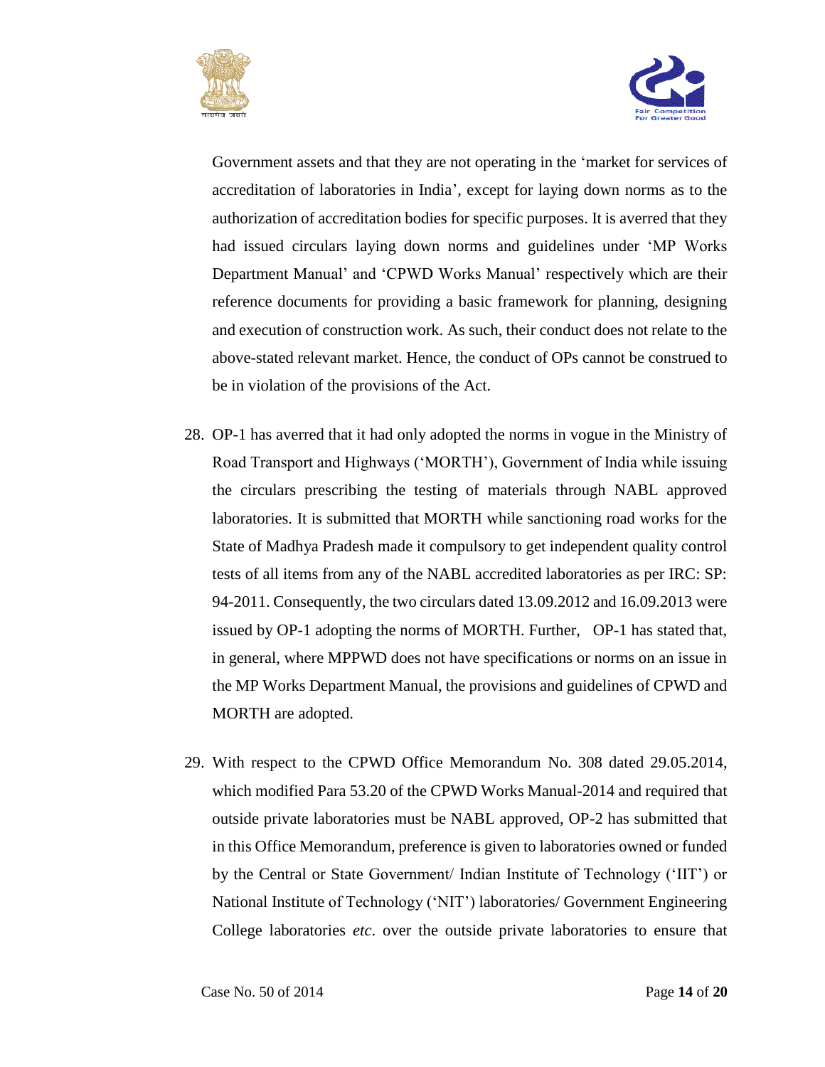Government assets and that they are not operating in the 'market for services of accreditation of laboratories in India', except for laying down norms as to the authorization of accreditation bodies for specific purposes. It is averred that they had issued circulars laying down norms and guidelines under 'MP Works Department Manual' and 'CPWD Works Manual' respectively which are their reference documents for providing a basic framework for planning, designing and execution of construction work. As such, their conduct does not relate to the above-stated relevant market. Hence, the conduct of OPs cannot be construed to be in violation of the provisions of the Act.

28. OP-1 has averred that it had only adopted the norms in vogue in the Ministry of Road Transport and Highways ('MORTH'), Government of India while issuing the circulars prescribing the testing of materials through NABL approved laboratories. It is submitted that MORTH while sanctioning road works for the State of Madhya Pradesh made it compulsory to get independent quality control tests of all items from any of the NABL accredited laboratories as per IRC: SP: 94-2011. Consequently, the two circulars dated 13.09.2012 and 16.09.2013 were issued by OP-1 adopting the norms of MORTH. Further, OP-1 has stated that, in general, where MPPWD does not have specifications or norms on an issue in the MP Works Department Manual, the provisions and guidelines of CPWD and MORTH are adopted.

29. With respect to the CPWD Office Memorandum No. 308 dated 29.05.2014, which modified Para 53.20 of the CPWD Works Manual-2014 and required that outside private laboratories must be NABL approved, OP-2 has submitted that in this Office Memorandum, preference is given to laboratories owned or funded by the Central or State Government/ Indian Institute of Technology ('IIT') or National Institute of Technology ('NIT') laboratories/ Government Engineering College laboratories *etc*. over the outside private laboratories to ensure that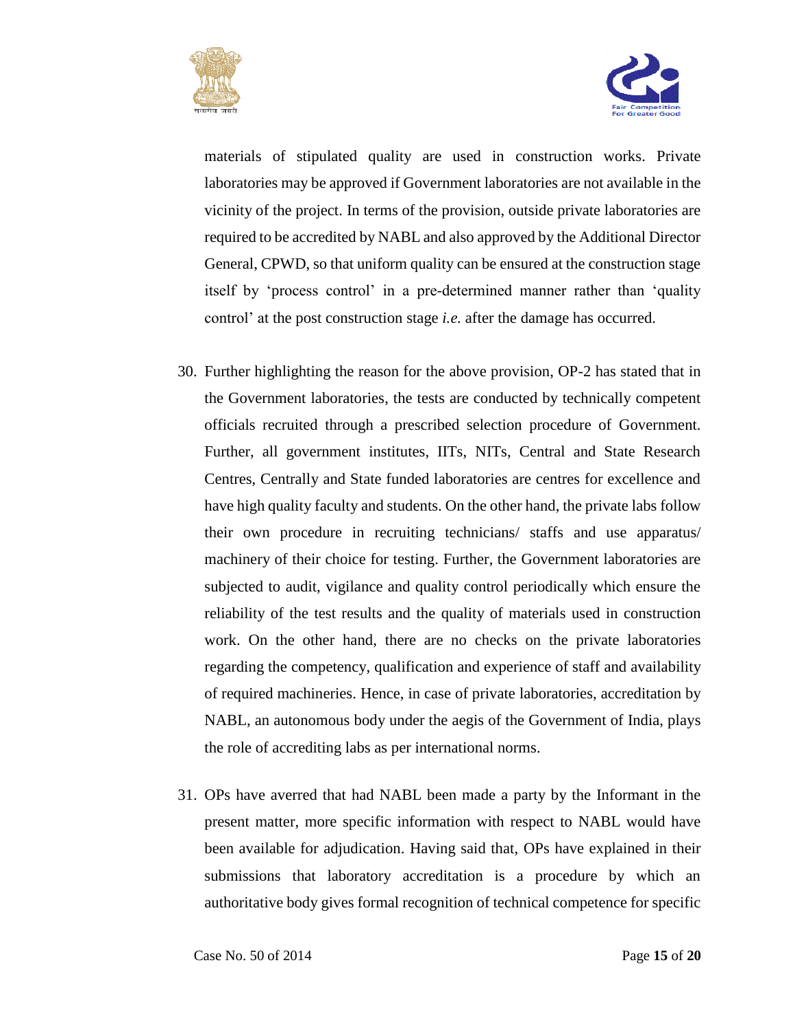materials of stipulated quality are used in construction works. Private laboratories may be approved if Government laboratories are not available in the vicinity of the project. In terms of the provision, outside private laboratories are required to be accredited by NABL and also approved by the Additional Director General, CPWD, so that uniform quality can be ensured at the construction stage itself by 'process control' in a pre-determined manner rather than 'quality control' at the post construction stage *i.e.* after the damage has occurred.

30. Further highlighting the reason for the above provision, OP-2 has stated that in the Government laboratories, the tests are conducted by technically competent officials recruited through a prescribed selection procedure of Government. Further, all government institutes, IITs, NITs, Central and State Research Centres, Centrally and State funded laboratories are centres for excellence and have high quality faculty and students. On the other hand, the private labs follow their own procedure in recruiting technicians/ staffs and use apparatus/ machinery of their choice for testing. Further, the Government laboratories are subjected to audit, vigilance and quality control periodically which ensure the reliability of the test results and the quality of materials used in construction work. On the other hand, there are no checks on the private laboratories regarding the competency, qualification and experience of staff and availability of required machineries. Hence, in case of private laboratories, accreditation by NABL, an autonomous body under the aegis of the Government of India, plays the role of accrediting labs as per international norms.

31. OPs have averred that had NABL been made a party by the Informant in the present matter, more specific information with respect to NABL would have been available for adjudication. Having said that, OPs have explained in their submissions that laboratory accreditation is a procedure by which an authoritative body gives formal recognition of technical competence for specific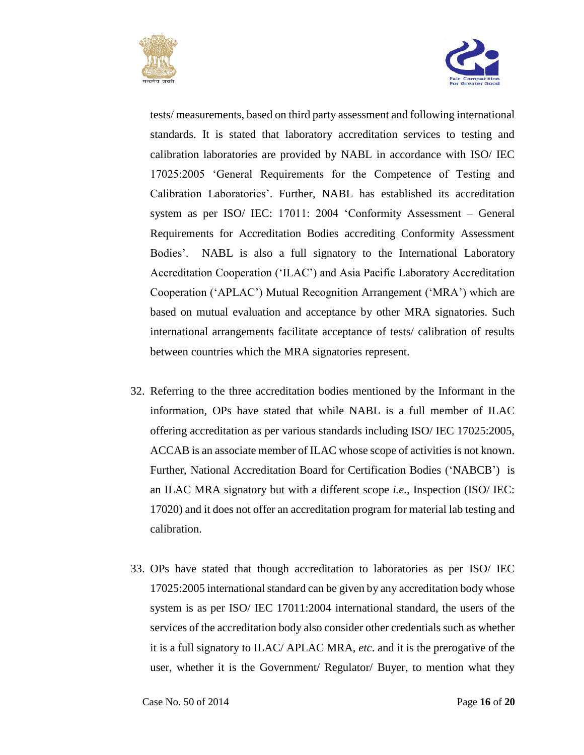tests/ measurements, based on third party assessment and following international standards. It is stated that laboratory accreditation services to testing and calibration laboratories are provided by NABL in accordance with ISO/ IEC 17025:2005 'General Requirements for the Competence of Testing and Calibration Laboratories'. Further, NABL has established its accreditation system as per ISO/ IEC: 17011: 2004 'Conformity Assessment – General Requirements for Accreditation Bodies accrediting Conformity Assessment Bodies'. NABL is also a full signatory to the International Laboratory Accreditation Cooperation ('ILAC') and Asia Pacific Laboratory Accreditation Cooperation ('APLAC') Mutual Recognition Arrangement ('MRA') which are based on mutual evaluation and acceptance by other MRA signatories. Such international arrangements facilitate acceptance of tests/ calibration of results between countries which the MRA signatories represent.

32. Referring to the three accreditation bodies mentioned by the Informant in the information, OPs have stated that while NABL is a full member of ILAC offering accreditation as per various standards including ISO/ IEC 17025:2005, ACCAB is an associate member of ILAC whose scope of activities is not known. Further, National Accreditation Board for Certification Bodies ('NABCB') is an ILAC MRA signatory but with a different scope *i.e.*, Inspection (ISO/ IEC: 17020) and it does not offer an accreditation program for material lab testing and calibration.

33. OPs have stated that though accreditation to laboratories as per ISO/ IEC 17025:2005 international standard can be given by any accreditation body whose system is as per ISO/ IEC 17011:2004 international standard, the users of the services of the accreditation body also consider other credentials such as whether it is a full signatory to ILAC/ APLAC MRA, *etc*. and it is the prerogative of the user, whether it is the Government/ Regulator/ Buyer, to mention what they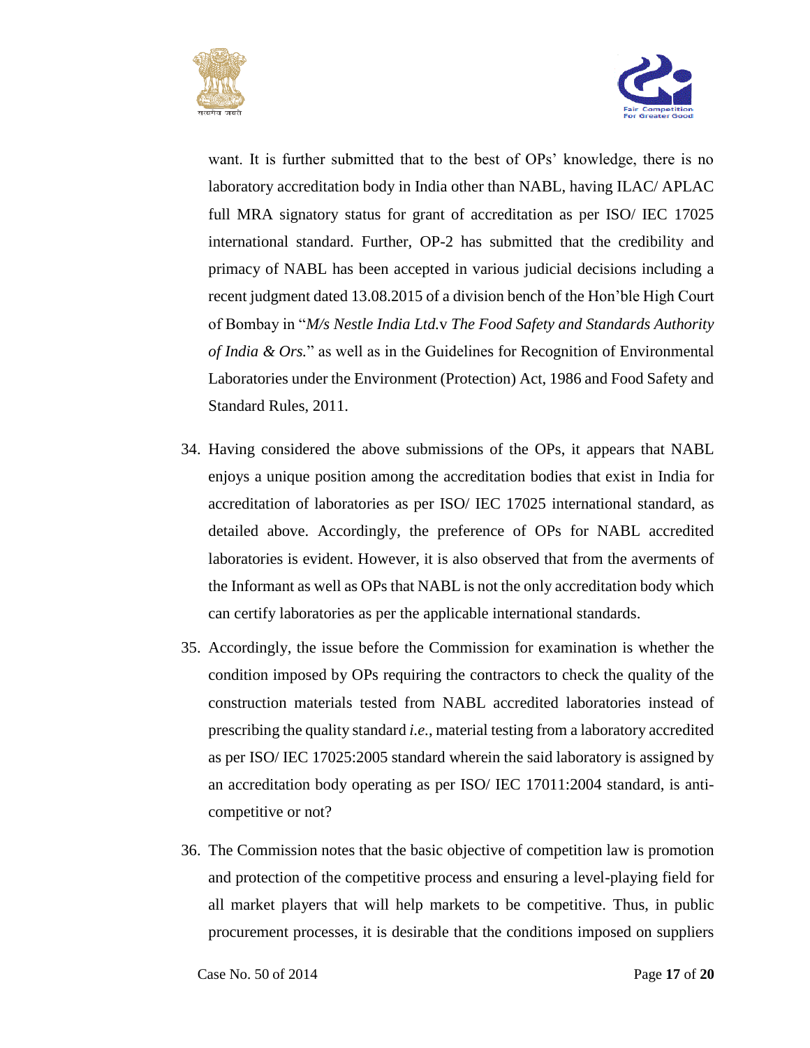want. It is further submitted that to the best of OPs' knowledge, there is no laboratory accreditation body in India other than NABL, having ILAC/ APLAC full MRA signatory status for grant of accreditation as per ISO/ IEC 17025 international standard. Further, OP-2 has submitted that the credibility and primacy of NABL has been accepted in various judicial decisions including a recent judgment dated 13.08.2015 of a division bench of the Hon'ble High Court of Bombay in "*M/s Nestle India Ltd.*v *The Food Safety and Standards Authority of India & Ors.*" as well as in the Guidelines for Recognition of Environmental Laboratories under the Environment (Protection) Act, 1986 and Food Safety and Standard Rules, 2011.

34. Having considered the above submissions of the OPs, it appears that NABL enjoys a unique position among the accreditation bodies that exist in India for accreditation of laboratories as per ISO/ IEC 17025 international standard, as detailed above. Accordingly, the preference of OPs for NABL accredited laboratories is evident. However, it is also observed that from the averments of the Informant as well as OPs that NABL is not the only accreditation body which can certify laboratories as per the applicable international standards.

35. Accordingly, the issue before the Commission for examination is whether the condition imposed by OPs requiring the contractors to check the quality of the construction materials tested from NABL accredited laboratories instead of prescribing the quality standard *i.e.*, material testing from a laboratory accredited as per ISO/ IEC 17025:2005 standard wherein the said laboratory is assigned by an accreditation body operating as per ISO/ IEC 17011:2004 standard, is anti-competitive or not?

36. The Commission notes that the basic objective of competition law is promotion and protection of the competitive process and ensuring a level-playing field for all market players that will help markets to be competitive. Thus, in public procurement processes, it is desirable that the conditions imposed on suppliers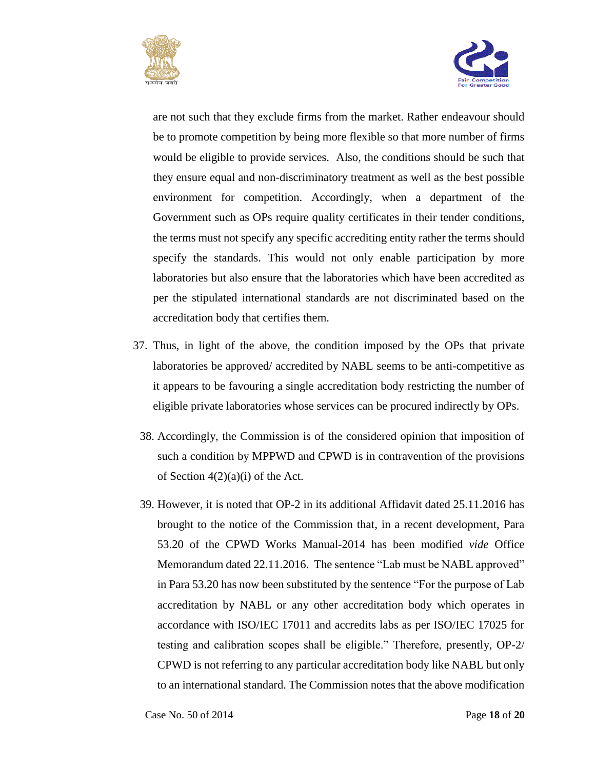are not such that they exclude firms from the market. Rather endeavour should be to promote competition by being more flexible so that more number of firms would be eligible to provide services. Also, the conditions should be such that they ensure equal and non-discriminatory treatment as well as the best possible environment for competition. Accordingly, when a department of the Government such as OPs require quality certificates in their tender conditions, the terms must not specify any specific accrediting entity rather the terms should specify the standards. This would not only enable participation by more laboratories but also ensure that the laboratories which have been accredited as per the stipulated international standards are not discriminated based on the accreditation body that certifies them.

37. Thus, in light of the above, the condition imposed by the OPs that private laboratories be approved/ accredited by NABL seems to be anti-competitive as it appears to be favouring a single accreditation body restricting the number of eligible private laboratories whose services can be procured indirectly by OPs.

38. Accordingly, the Commission is of the considered opinion that imposition of such a condition by MPPWD and CPWD is in contravention of the provisions of Section 4(2)(a)(i) of the Act.

39. However, it is noted that OP-2 in its additional Affidavit dated 25.11.2016 has brought to the notice of the Commission that, in a recent development, Para 53.20 of the CPWD Works Manual-2014 has been modified *vide* Office Memorandum dated 22.11.2016. The sentence "Lab must be NABL approved" in Para 53.20 has now been substituted by the sentence "For the purpose of Lab accreditation by NABL or any other accreditation body which operates in accordance with ISO/IEC 17011 and accredits labs as per ISO/IEC 17025 for testing and calibration scopes shall be eligible." Therefore, presently, OP-2/ CPWD is not referring to any particular accreditation body like NABL but only to an international standard. The Commission notes that the above modification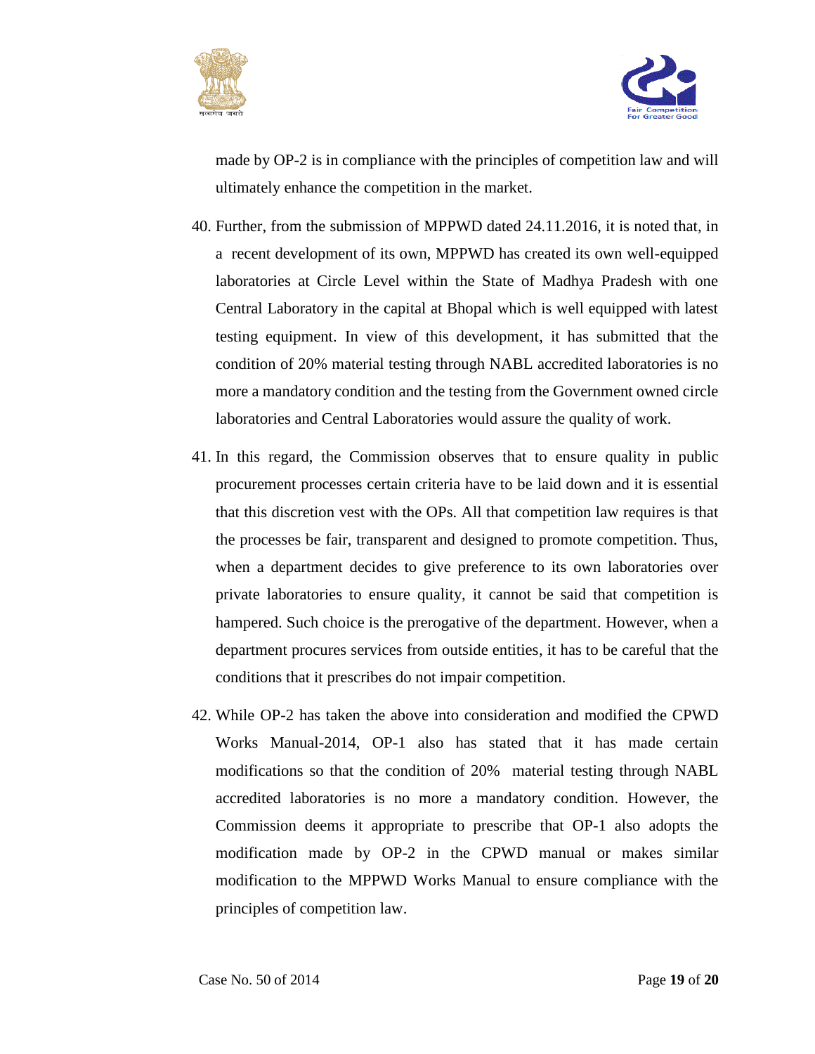made by OP-2 is in compliance with the principles of competition law and will ultimately enhance the competition in the market.

40. Further, from the submission of MPPWD dated 24.11.2016, it is noted that, in a recent development of its own, MPPWD has created its own well-equipped laboratories at Circle Level within the State of Madhya Pradesh with one Central Laboratory in the capital at Bhopal which is well equipped with latest testing equipment. In view of this development, it has submitted that the condition of 20% material testing through NABL accredited laboratories is no more a mandatory condition and the testing from the Government owned circle laboratories and Central Laboratories would assure the quality of work.

41. In this regard, the Commission observes that to ensure quality in public procurement processes certain criteria have to be laid down and it is essential that this discretion vest with the OPs. All that competition law requires is that the processes be fair, transparent and designed to promote competition. Thus, when a department decides to give preference to its own laboratories over private laboratories to ensure quality, it cannot be said that competition is hampered. Such choice is the prerogative of the department. However, when a department procures services from outside entities, it has to be careful that the conditions that it prescribes do not impair competition.

42. While OP-2 has taken the above into consideration and modified the CPWD Works Manual-2014, OP-1 also has stated that it has made certain modifications so that the condition of 20% material testing through NABL accredited laboratories is no more a mandatory condition. However, the Commission deems it appropriate to prescribe that OP-1 also adopts the modification made by OP-2 in the CPWD manual or makes similar modification to the MPPWD Works Manual to ensure compliance with the principles of competition law.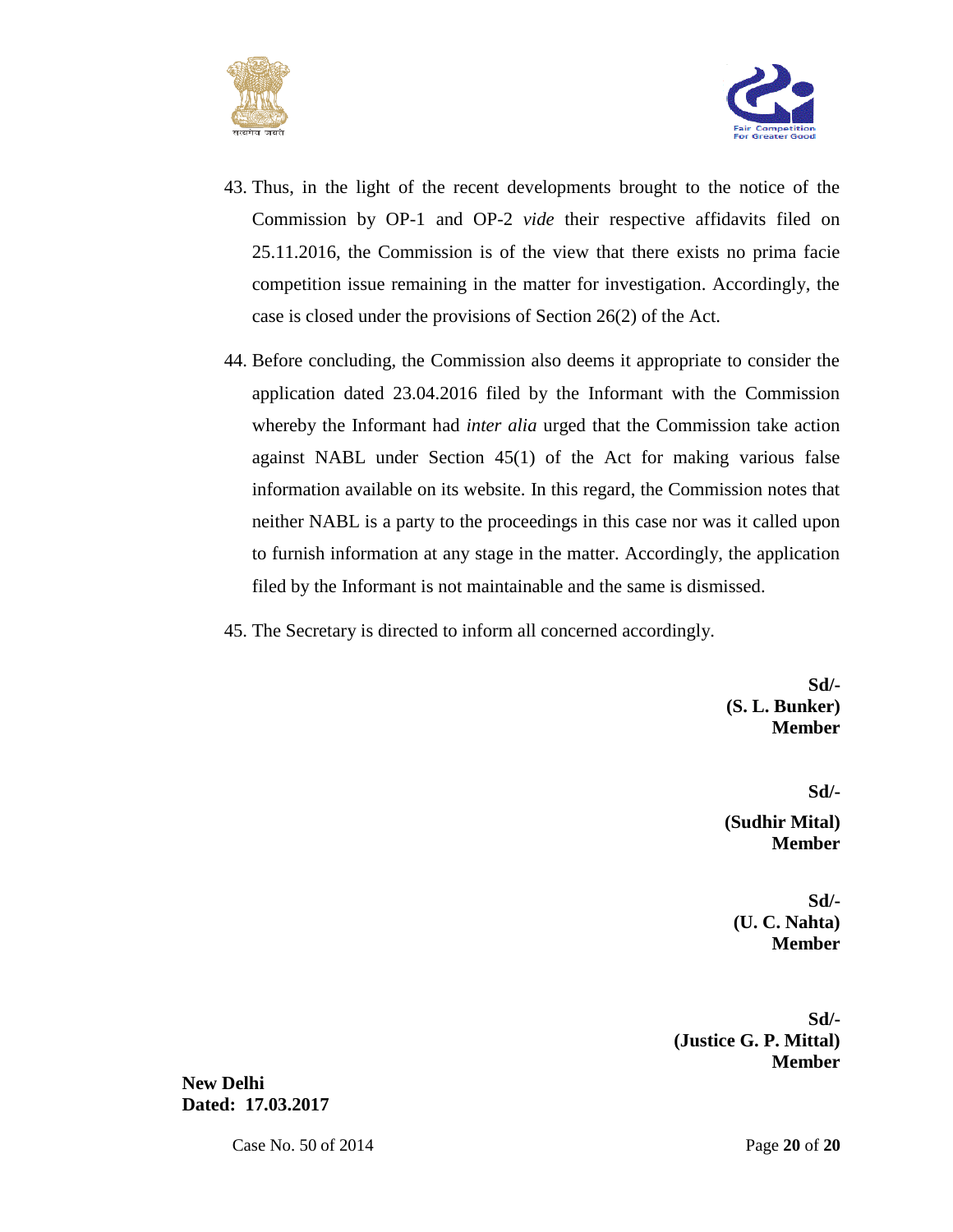43. Thus, in the light of the recent developments brought to the notice of the Commission by OP-1 and OP-2 *vide* their respective affidavits filed on 25.11.2016, the Commission is of the view that there exists no prima facie competition issue remaining in the matter for investigation. Accordingly, the case is closed under the provisions of Section 26(2) of the Act.

44. Before concluding, the Commission also deems it appropriate to consider the application dated 23.04.2016 filed by the Informant with the Commission whereby the Informant had *inter alia* urged that the Commission take action against NABL under Section 45(1) of the Act for making various false information available on its website. In this regard, the Commission notes that neither NABL is a party to the proceedings in this case nor was it called upon to furnish information at any stage in the matter. Accordingly, the application filed by the Informant is not maintainable and the same is dismissed.

45. The Secretary is directed to inform all concerned accordingly.

**Sd/-**
**(S. L. Bunker)**
**Member**

**Sd/-**
**(Sudhir Mital)**
**Member**

**Sd/-**
**(U. C. Nahta)**
**Member**

**Sd/-**
**(Justice G. P. Mittal)**
**Member**

**New Delhi**
**Dated: 17.03.2017**